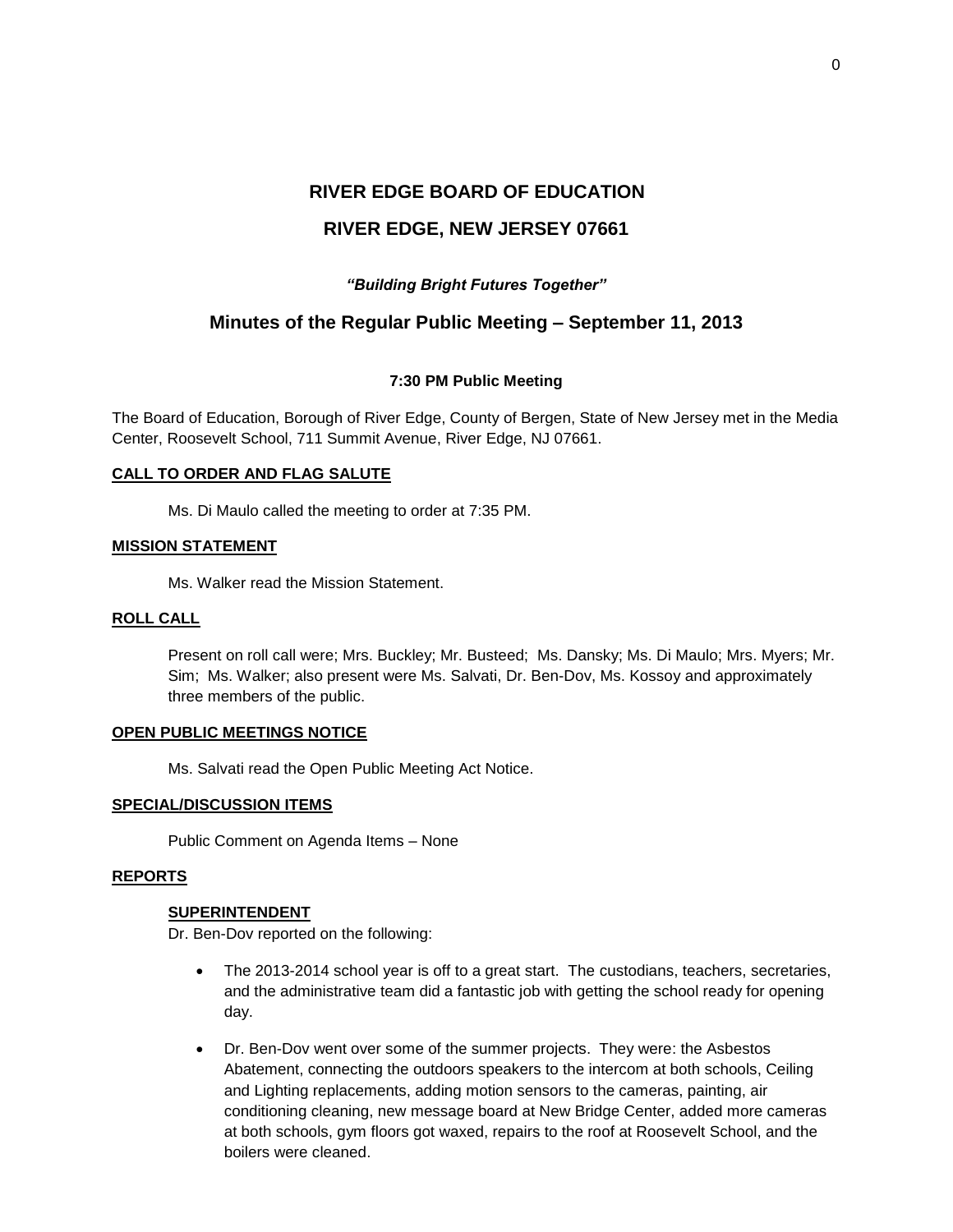# RIVER EDGE BOARD OF EDUCATION

# RIVER EDGE, NEW JERSEY 07661

***"Building Bright Futures Together"***

## Minutes of the Regular Public Meeting – September 11, 2013

**7:30 PM Public Meeting**

The Board of Education, Borough of River Edge, County of Bergen, State of New Jersey met in the Media Center, Roosevelt School, 711 Summit Avenue, River Edge, NJ 07661.

**CALL TO ORDER AND FLAG SALUTE**

Ms. Di Maulo called the meeting to order at 7:35 PM.

**MISSION STATEMENT**

Ms. Walker read the Mission Statement.

**ROLL CALL**

Present on roll call were; Mrs. Buckley; Mr. Busteed; Ms. Dansky; Ms. Di Maulo; Mrs. Myers; Mr. Sim; Ms. Walker; also present were Ms. Salvati, Dr. Ben-Dov, Ms. Kossoy and approximately three members of the public.

**OPEN PUBLIC MEETINGS NOTICE**

Ms. Salvati read the Open Public Meeting Act Notice.

**SPECIAL/DISCUSSION ITEMS**

Public Comment on Agenda Items – None

**REPORTS**

**SUPERINTENDENT**

Dr. Ben-Dov reported on the following:

- The 2013-2014 school year is off to a great start. The custodians, teachers, secretaries, and the administrative team did a fantastic job with getting the school ready for opening day.
- Dr. Ben-Dov went over some of the summer projects. They were: the Asbestos Abatement, connecting the outdoors speakers to the intercom at both schools, Ceiling and Lighting replacements, adding motion sensors to the cameras, painting, air conditioning cleaning, new message board at New Bridge Center, added more cameras at both schools, gym floors got waxed, repairs to the roof at Roosevelt School, and the boilers were cleaned.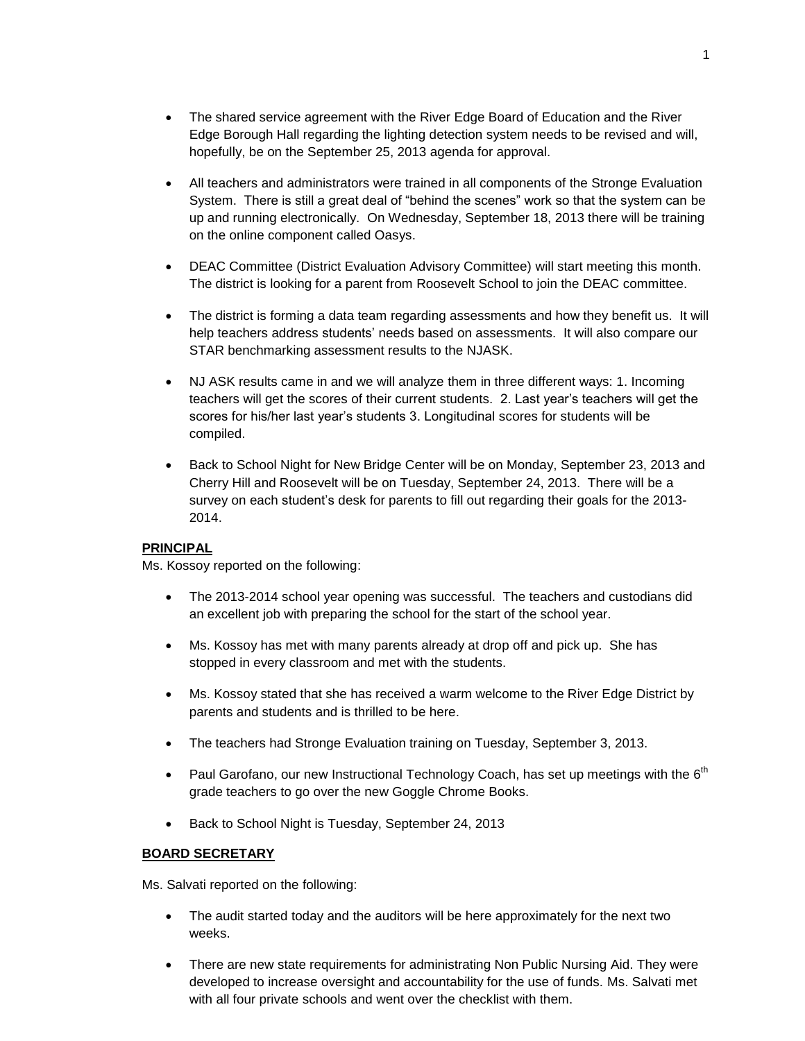- The shared service agreement with the River Edge Board of Education and the River Edge Borough Hall regarding the lighting detection system needs to be revised and will, hopefully, be on the September 25, 2013 agenda for approval.

- All teachers and administrators were trained in all components of the Stronge Evaluation System. There is still a great deal of "behind the scenes" work so that the system can be up and running electronically. On Wednesday, September 18, 2013 there will be training on the online component called Oasys.

- DEAC Committee (District Evaluation Advisory Committee) will start meeting this month. The district is looking for a parent from Roosevelt School to join the DEAC committee.

- The district is forming a data team regarding assessments and how they benefit us. It will help teachers address students' needs based on assessments. It will also compare our STAR benchmarking assessment results to the NJASK.

- NJ ASK results came in and we will analyze them in three different ways: 1. Incoming teachers will get the scores of their current students. 2. Last year's teachers will get the scores for his/her last year's students 3. Longitudinal scores for students will be compiled.

- Back to School Night for New Bridge Center will be on Monday, September 23, 2013 and Cherry Hill and Roosevelt will be on Tuesday, September 24, 2013. There will be a survey on each student's desk for parents to fill out regarding their goals for the 2013-2014.

**PRINCIPAL**

Ms. Kossoy reported on the following:

- The 2013-2014 school year opening was successful. The teachers and custodians did an excellent job with preparing the school for the start of the school year.

- Ms. Kossoy has met with many parents already at drop off and pick up. She has stopped in every classroom and met with the students.

- Ms. Kossoy stated that she has received a warm welcome to the River Edge District by parents and students and is thrilled to be here.

- The teachers had Stronge Evaluation training on Tuesday, September 3, 2013.

- Paul Garofano, our new Instructional Technology Coach, has set up meetings with the 6th grade teachers to go over the new Goggle Chrome Books.

- Back to School Night is Tuesday, September 24, 2013

**BOARD SECRETARY**

Ms. Salvati reported on the following:

- The audit started today and the auditors will be here approximately for the next two weeks.

- There are new state requirements for administrating Non Public Nursing Aid. They were developed to increase oversight and accountability for the use of funds. Ms. Salvati met with all four private schools and went over the checklist with them.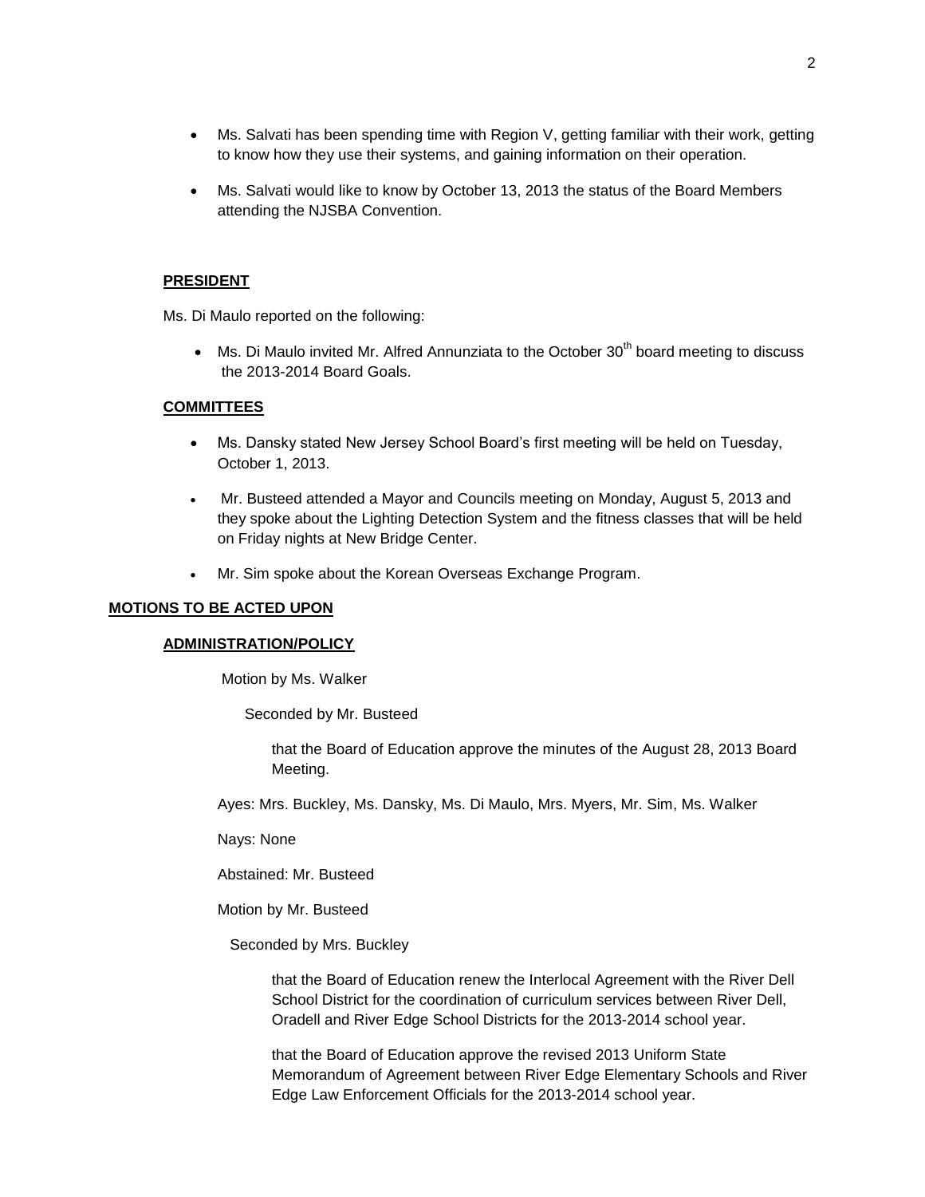- Ms. Salvati has been spending time with Region V, getting familiar with their work, getting to know how they use their systems, and gaining information on their operation.
- Ms. Salvati would like to know by October 13, 2013 the status of the Board Members attending the NJSBA Convention.

**PRESIDENT**

Ms. Di Maulo reported on the following:

- Ms. Di Maulo invited Mr. Alfred Annunziata to the October 30th board meeting to discuss the 2013-2014 Board Goals.

**COMMITTEES**

- Ms. Dansky stated New Jersey School Board's first meeting will be held on Tuesday, October 1, 2013.
- Mr. Busteed attended a Mayor and Councils meeting on Monday, August 5, 2013 and they spoke about the Lighting Detection System and the fitness classes that will be held on Friday nights at New Bridge Center.
- Mr. Sim spoke about the Korean Overseas Exchange Program.

**MOTIONS TO BE ACTED UPON**

**ADMINISTRATION/POLICY**

Motion by Ms. Walker

Seconded by Mr. Busteed

that the Board of Education approve the minutes of the August 28, 2013 Board Meeting.

Ayes: Mrs. Buckley, Ms. Dansky, Ms. Di Maulo, Mrs. Myers, Mr. Sim, Ms. Walker

Nays: None

Abstained: Mr. Busteed

Motion by Mr. Busteed

Seconded by Mrs. Buckley

that the Board of Education renew the Interlocal Agreement with the River Dell School District for the coordination of curriculum services between River Dell, Oradell and River Edge School Districts for the 2013-2014 school year.

that the Board of Education approve the revised 2013 Uniform State Memorandum of Agreement between River Edge Elementary Schools and River Edge Law Enforcement Officials for the 2013-2014 school year.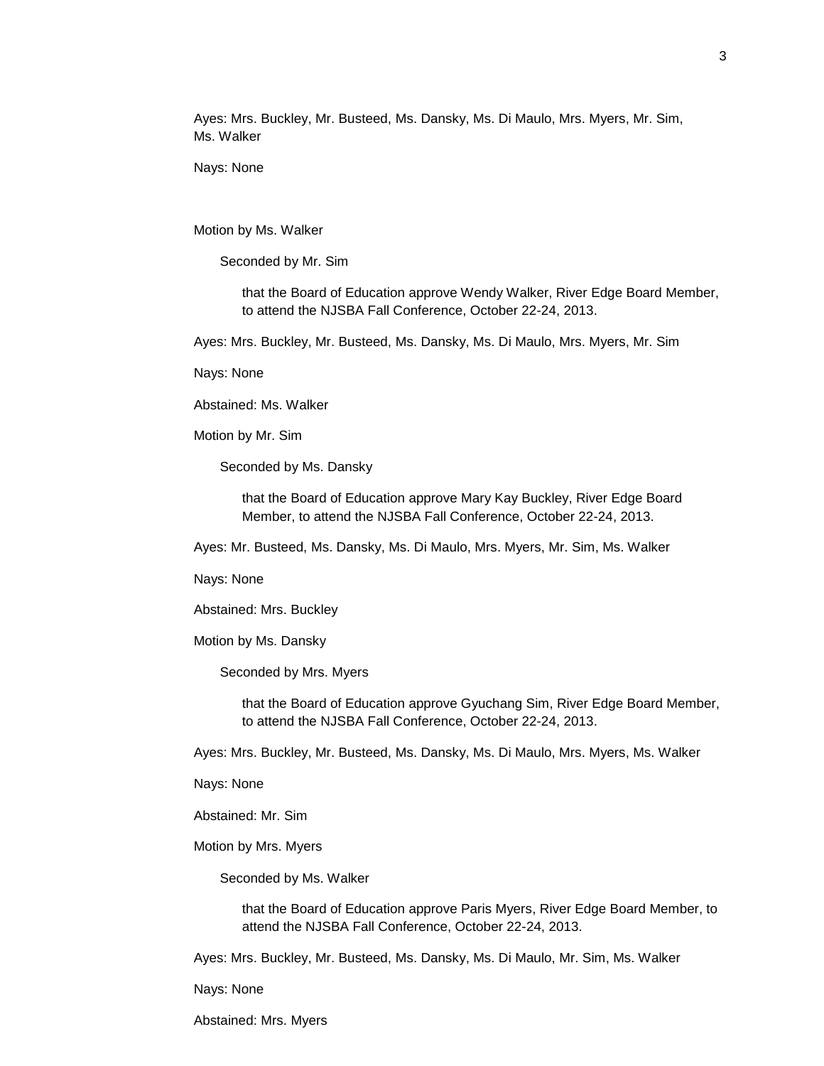Ayes: Mrs. Buckley, Mr. Busteed, Ms. Dansky, Ms. Di Maulo, Mrs. Myers, Mr. Sim, Ms. Walker

Nays: None

Motion by Ms. Walker

Seconded by Mr. Sim

that the Board of Education approve Wendy Walker, River Edge Board Member, to attend the NJSBA Fall Conference, October 22-24, 2013.

Ayes: Mrs. Buckley, Mr. Busteed, Ms. Dansky, Ms. Di Maulo, Mrs. Myers, Mr. Sim

Nays: None

Abstained: Ms. Walker

Motion by Mr. Sim

Seconded by Ms. Dansky

that the Board of Education approve Mary Kay Buckley, River Edge Board Member, to attend the NJSBA Fall Conference, October 22-24, 2013.

Ayes: Mr. Busteed, Ms. Dansky, Ms. Di Maulo, Mrs. Myers, Mr. Sim, Ms. Walker

Nays: None

Abstained: Mrs. Buckley

Motion by Ms. Dansky

Seconded by Mrs. Myers

that the Board of Education approve Gyuchang Sim, River Edge Board Member, to attend the NJSBA Fall Conference, October 22-24, 2013.

Ayes: Mrs. Buckley, Mr. Busteed, Ms. Dansky, Ms. Di Maulo, Mrs. Myers, Ms. Walker

Nays: None

Abstained: Mr. Sim

Motion by Mrs. Myers

Seconded by Ms. Walker

that the Board of Education approve Paris Myers, River Edge Board Member, to attend the NJSBA Fall Conference, October 22-24, 2013.

Ayes: Mrs. Buckley, Mr. Busteed, Ms. Dansky, Ms. Di Maulo, Mr. Sim, Ms. Walker

Nays: None

Abstained: Mrs. Myers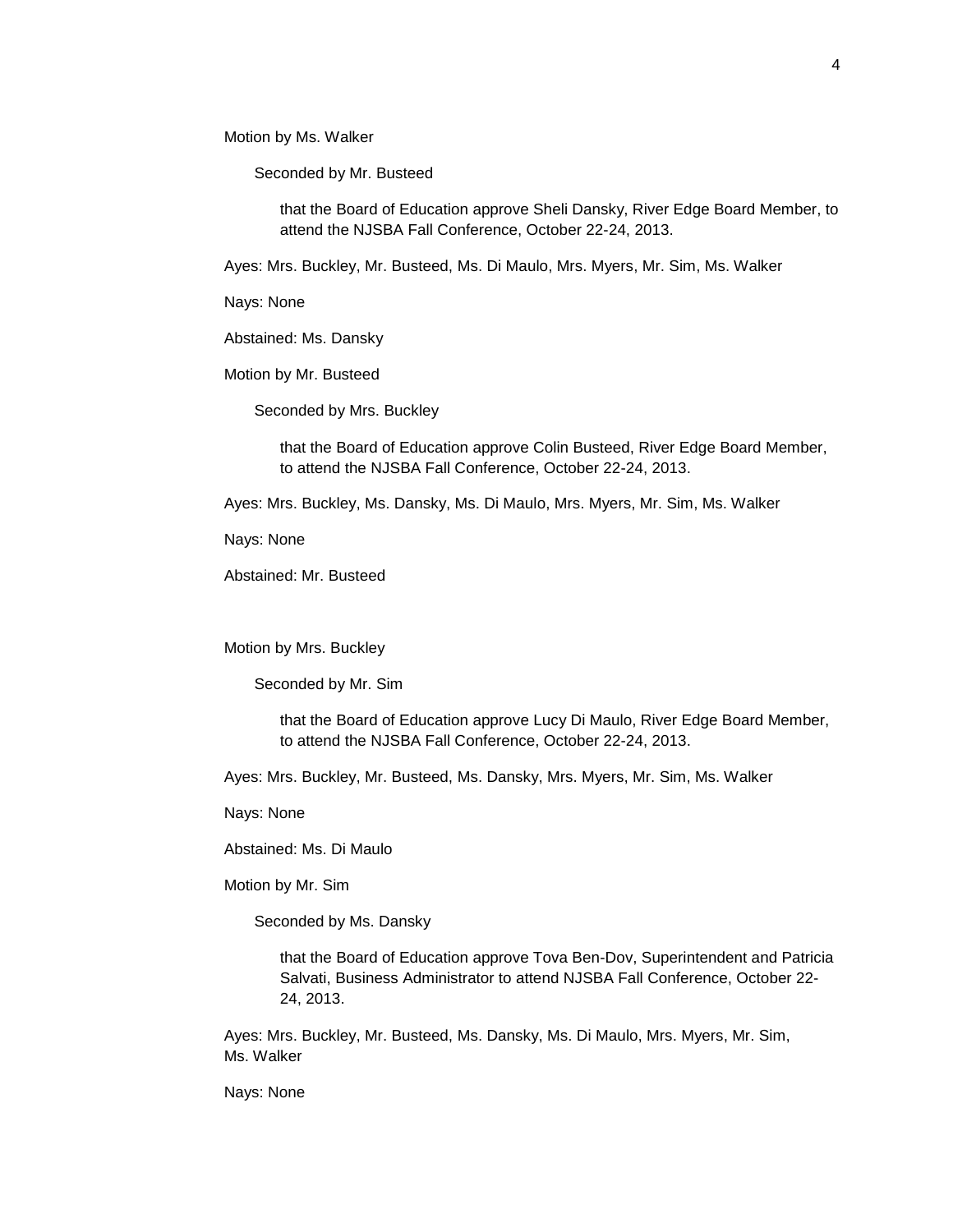Motion by Ms. Walker

Seconded by Mr. Busteed

that the Board of Education approve Sheli Dansky, River Edge Board Member, to attend the NJSBA Fall Conference, October 22-24, 2013.

Ayes: Mrs. Buckley, Mr. Busteed, Ms. Di Maulo, Mrs. Myers, Mr. Sim, Ms. Walker

Nays: None

Abstained: Ms. Dansky

Motion by Mr. Busteed

Seconded by Mrs. Buckley

that the Board of Education approve Colin Busteed, River Edge Board Member, to attend the NJSBA Fall Conference, October 22-24, 2013.

Ayes: Mrs. Buckley, Ms. Dansky, Ms. Di Maulo, Mrs. Myers, Mr. Sim, Ms. Walker

Nays: None

Abstained: Mr. Busteed

Motion by Mrs. Buckley

Seconded by Mr. Sim

that the Board of Education approve Lucy Di Maulo, River Edge Board Member, to attend the NJSBA Fall Conference, October 22-24, 2013.

Ayes: Mrs. Buckley, Mr. Busteed, Ms. Dansky, Mrs. Myers, Mr. Sim, Ms. Walker

Nays: None

Abstained: Ms. Di Maulo

Motion by Mr. Sim

Seconded by Ms. Dansky

that the Board of Education approve Tova Ben-Dov, Superintendent and Patricia Salvati, Business Administrator to attend NJSBA Fall Conference, October 22-24, 2013.

Ayes: Mrs. Buckley, Mr. Busteed, Ms. Dansky, Ms. Di Maulo, Mrs. Myers, Mr. Sim, Ms. Walker

Nays: None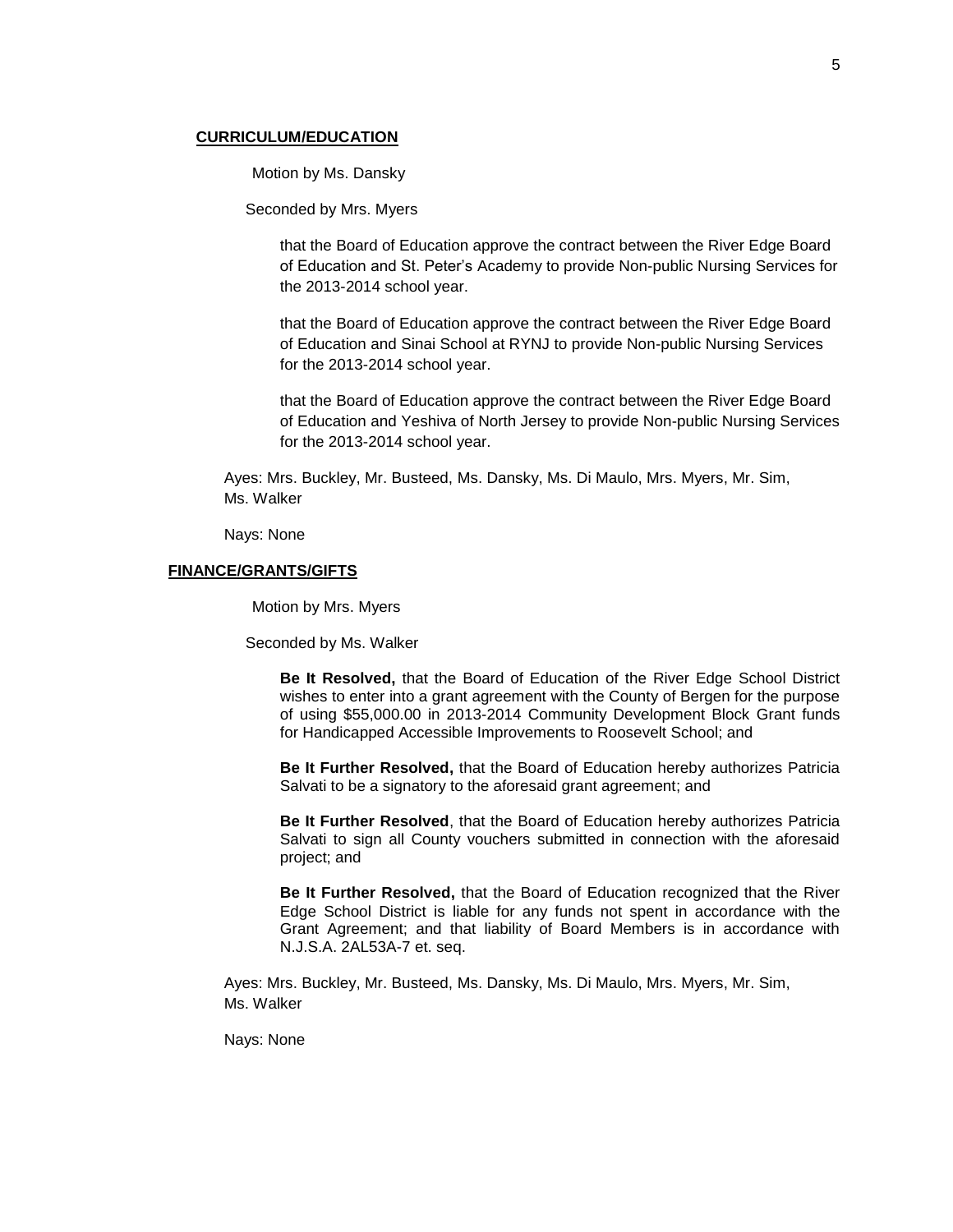**CURRICULUM/EDUCATION**

Motion by Ms. Dansky

Seconded by Mrs. Myers

that the Board of Education approve the contract between the River Edge Board of Education and St. Peter's Academy to provide Non-public Nursing Services for the 2013-2014 school year.

that the Board of Education approve the contract between the River Edge Board of Education and Sinai School at RYNJ to provide Non-public Nursing Services for the 2013-2014 school year.

that the Board of Education approve the contract between the River Edge Board of Education and Yeshiva of North Jersey to provide Non-public Nursing Services for the 2013-2014 school year.

Ayes: Mrs. Buckley, Mr. Busteed, Ms. Dansky, Ms. Di Maulo, Mrs. Myers, Mr. Sim, Ms. Walker

Nays: None

**FINANCE/GRANTS/GIFTS**

Motion by Mrs. Myers

Seconded by Ms. Walker

**Be It Resolved,** that the Board of Education of the River Edge School District wishes to enter into a grant agreement with the County of Bergen for the purpose of using $55,000.00 in 2013-2014 Community Development Block Grant funds for Handicapped Accessible Improvements to Roosevelt School; and

**Be It Further Resolved,** that the Board of Education hereby authorizes Patricia Salvati to be a signatory to the aforesaid grant agreement; and

**Be It Further Resolved**, that the Board of Education hereby authorizes Patricia Salvati to sign all County vouchers submitted in connection with the aforesaid project; and

**Be It Further Resolved,** that the Board of Education recognized that the River Edge School District is liable for any funds not spent in accordance with the Grant Agreement; and that liability of Board Members is in accordance with N.J.S.A. 2AL53A-7 et. seq.

Ayes: Mrs. Buckley, Mr. Busteed, Ms. Dansky, Ms. Di Maulo, Mrs. Myers, Mr. Sim, Ms. Walker

Nays: None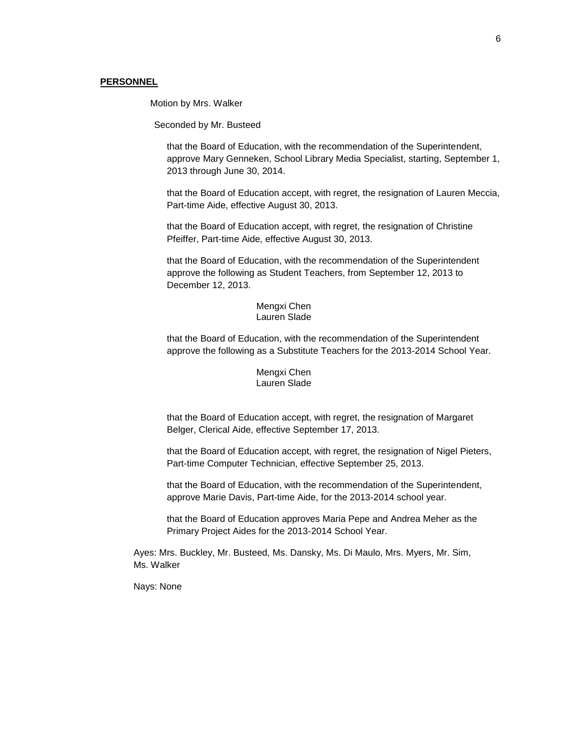**PERSONNEL**

Motion by Mrs. Walker

Seconded by Mr. Busteed

that the Board of Education, with the recommendation of the Superintendent, approve Mary Genneken, School Library Media Specialist, starting, September 1, 2013 through June 30, 2014.

that the Board of Education accept, with regret, the resignation of Lauren Meccia, Part-time Aide, effective August 30, 2013.

that the Board of Education accept, with regret, the resignation of Christine Pfeiffer, Part-time Aide, effective August 30, 2013.

that the Board of Education, with the recommendation of the Superintendent approve the following as Student Teachers, from September 12, 2013 to December 12, 2013.

Mengxi Chen
Lauren Slade

that the Board of Education, with the recommendation of the Superintendent approve the following as a Substitute Teachers for the 2013-2014 School Year.

Mengxi Chen
Lauren Slade

that the Board of Education accept, with regret, the resignation of Margaret Belger, Clerical Aide, effective September 17, 2013.

that the Board of Education accept, with regret, the resignation of Nigel Pieters, Part-time Computer Technician, effective September 25, 2013.

that the Board of Education, with the recommendation of the Superintendent, approve Marie Davis, Part-time Aide, for the 2013-2014 school year.

that the Board of Education approves Maria Pepe and Andrea Meher as the Primary Project Aides for the 2013-2014 School Year.

Ayes: Mrs. Buckley, Mr. Busteed, Ms. Dansky, Ms. Di Maulo, Mrs. Myers, Mr. Sim, Ms. Walker

Nays: None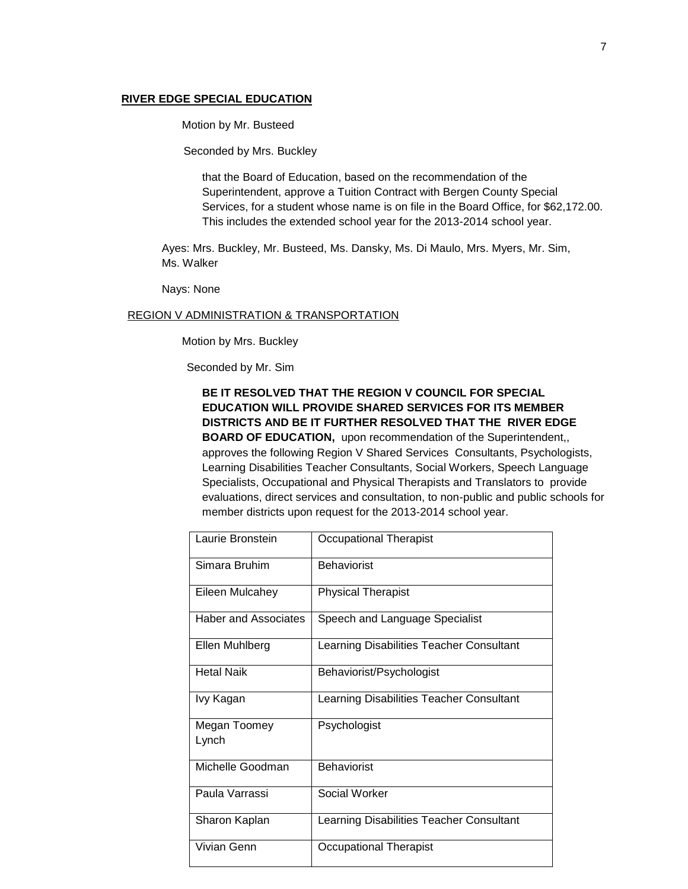**RIVER EDGE SPECIAL EDUCATION**

Motion by Mr. Busteed

Seconded by Mrs. Buckley

that the Board of Education, based on the recommendation of the Superintendent, approve a Tuition Contract with Bergen County Special Services, for a student whose name is on file in the Board Office, for $62,172.00. This includes the extended school year for the 2013-2014 school year.

Ayes: Mrs. Buckley, Mr. Busteed, Ms. Dansky, Ms. Di Maulo, Mrs. Myers, Mr. Sim, Ms. Walker

Nays: None

REGION V ADMINISTRATION & TRANSPORTATION

Motion by Mrs. Buckley

Seconded by Mr. Sim

**BE IT RESOLVED THAT THE REGION V COUNCIL FOR SPECIAL EDUCATION WILL PROVIDE SHARED SERVICES FOR ITS MEMBER DISTRICTS AND BE IT FURTHER RESOLVED THAT THE RIVER EDGE BOARD OF EDUCATION,** upon recommendation of the Superintendent,, approves the following Region V Shared Services Consultants, Psychologists, Learning Disabilities Teacher Consultants, Social Workers, Speech Language Specialists, Occupational and Physical Therapists and Translators to provide evaluations, direct services and consultation, to non-public and public schools for member districts upon request for the 2013-2014 school year.

| | |
|---|---|
| Laurie Bronstein | Occupational Therapist |
| Simara Bruhim | Behaviorist |
| Eileen Mulcahey | Physical Therapist |
| Haber and Associates | Speech and Language Specialist |
| Ellen Muhlberg | Learning Disabilities Teacher Consultant |
| Hetal Naik | Behaviorist/Psychologist |
| Ivy Kagan | Learning Disabilities Teacher Consultant |
| Megan Toomey Lynch | Psychologist |
| Michelle Goodman | Behaviorist |
| Paula Varrassi | Social Worker |
| Sharon Kaplan | Learning Disabilities Teacher Consultant |
| Vivian Genn | Occupational Therapist |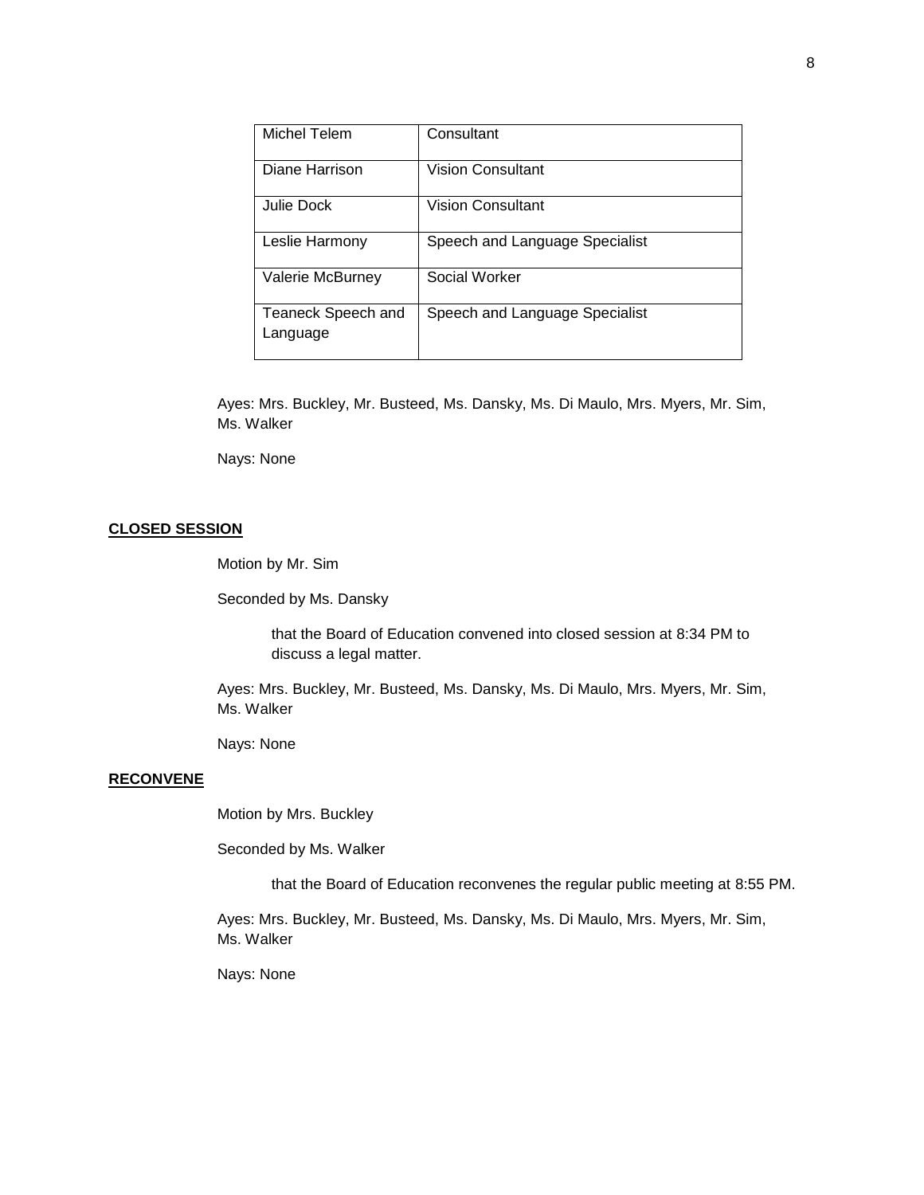| Michel Telem | Consultant |
|---|---|
| Diane Harrison | Vision Consultant |
| Julie Dock | Vision Consultant |
| Leslie Harmony | Speech and Language Specialist |
| Valerie McBurney | Social Worker |
| Teaneck Speech and Language | Speech and Language Specialist |

Ayes: Mrs. Buckley, Mr. Busteed, Ms. Dansky, Ms. Di Maulo, Mrs. Myers, Mr. Sim, Ms. Walker

Nays: None

**CLOSED SESSION**

Motion by Mr. Sim

Seconded by Ms. Dansky

> that the Board of Education convened into closed session at 8:34 PM to discuss a legal matter.

Ayes: Mrs. Buckley, Mr. Busteed, Ms. Dansky, Ms. Di Maulo, Mrs. Myers, Mr. Sim, Ms. Walker

Nays: None

**RECONVENE**

Motion by Mrs. Buckley

Seconded by Ms. Walker

> that the Board of Education reconvenes the regular public meeting at 8:55 PM.

Ayes: Mrs. Buckley, Mr. Busteed, Ms. Dansky, Ms. Di Maulo, Mrs. Myers, Mr. Sim, Ms. Walker

Nays: None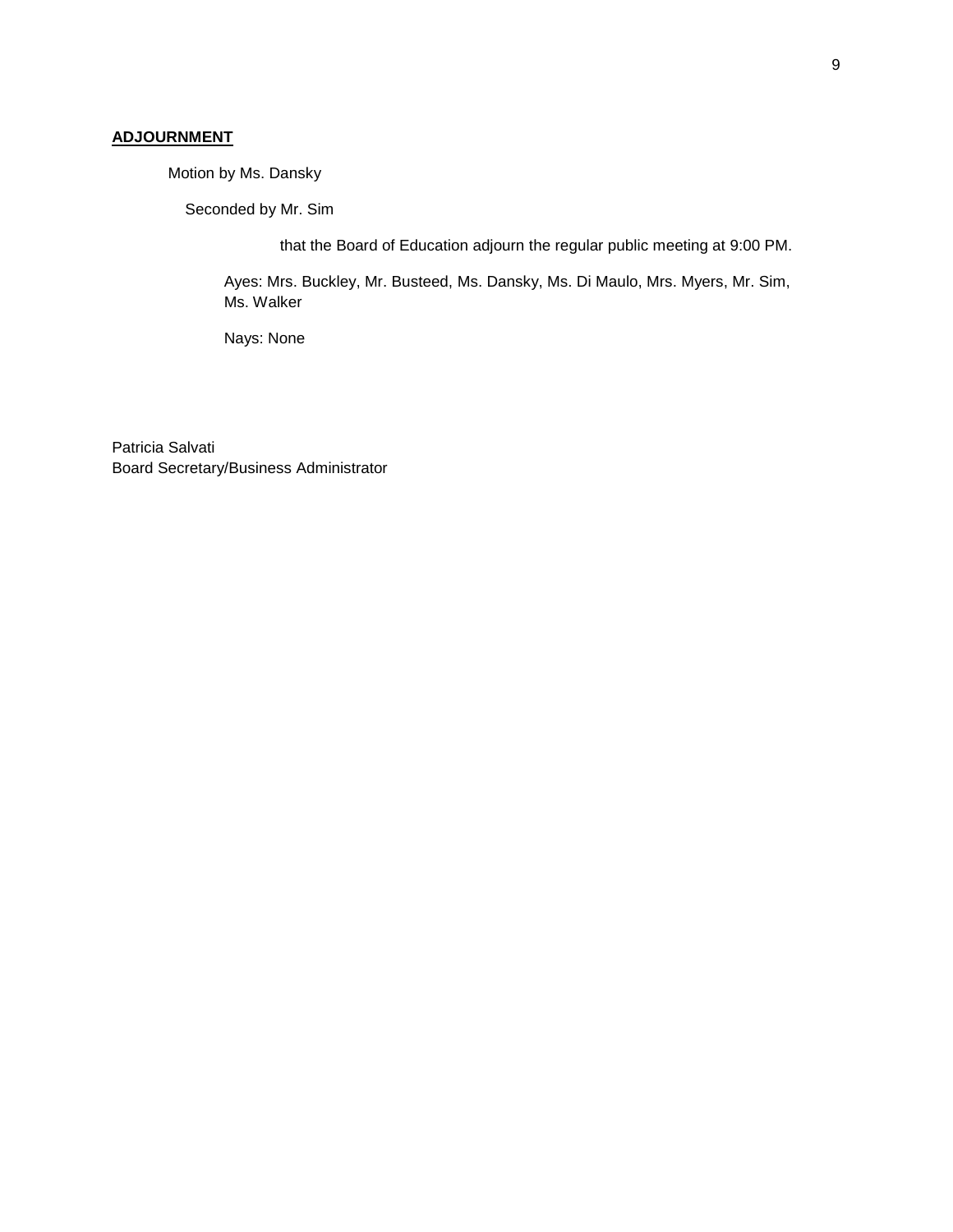**ADJOURNMENT**

Motion by Ms. Dansky

Seconded by Mr. Sim

that the Board of Education adjourn the regular public meeting at 9:00 PM.

Ayes: Mrs. Buckley, Mr. Busteed, Ms. Dansky, Ms. Di Maulo, Mrs. Myers, Mr. Sim, Ms. Walker

Nays: None

Patricia Salvati
Board Secretary/Business Administrator